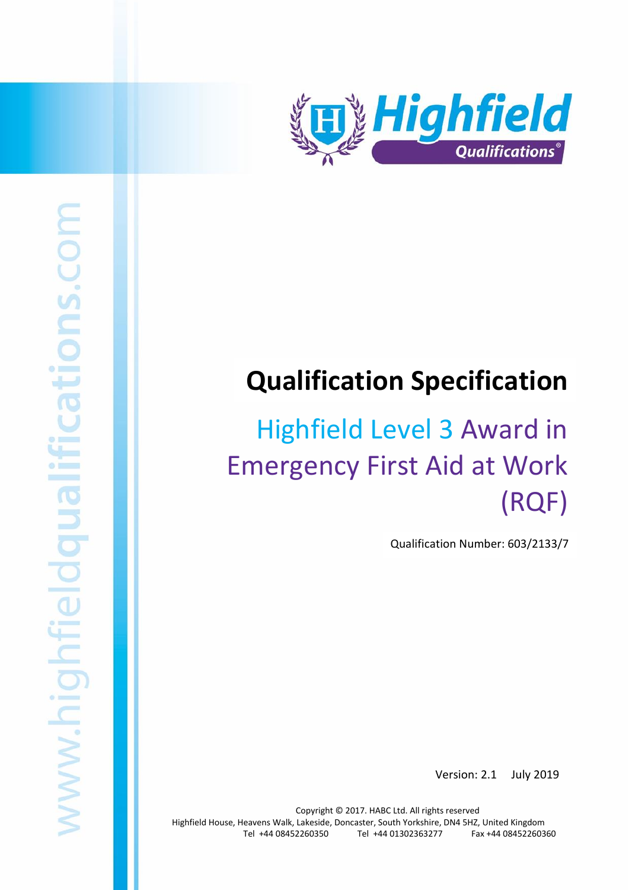# Qualification Specification

## Highfield Level 3 Award in Emergency First Aid at Work (RQF)

Qualification Number: 603/2133/7

Version: 2.1 July 2019

Copyright © 2017. HABC Ltd. All rights reserved
Highfield House, Heavens Walk, Lakeside, Doncaster, South Yorkshire, DN4 5HZ, United Kingdom
Tel +44 08452260350 Tel +44 01302363277 Fax +44 08452260360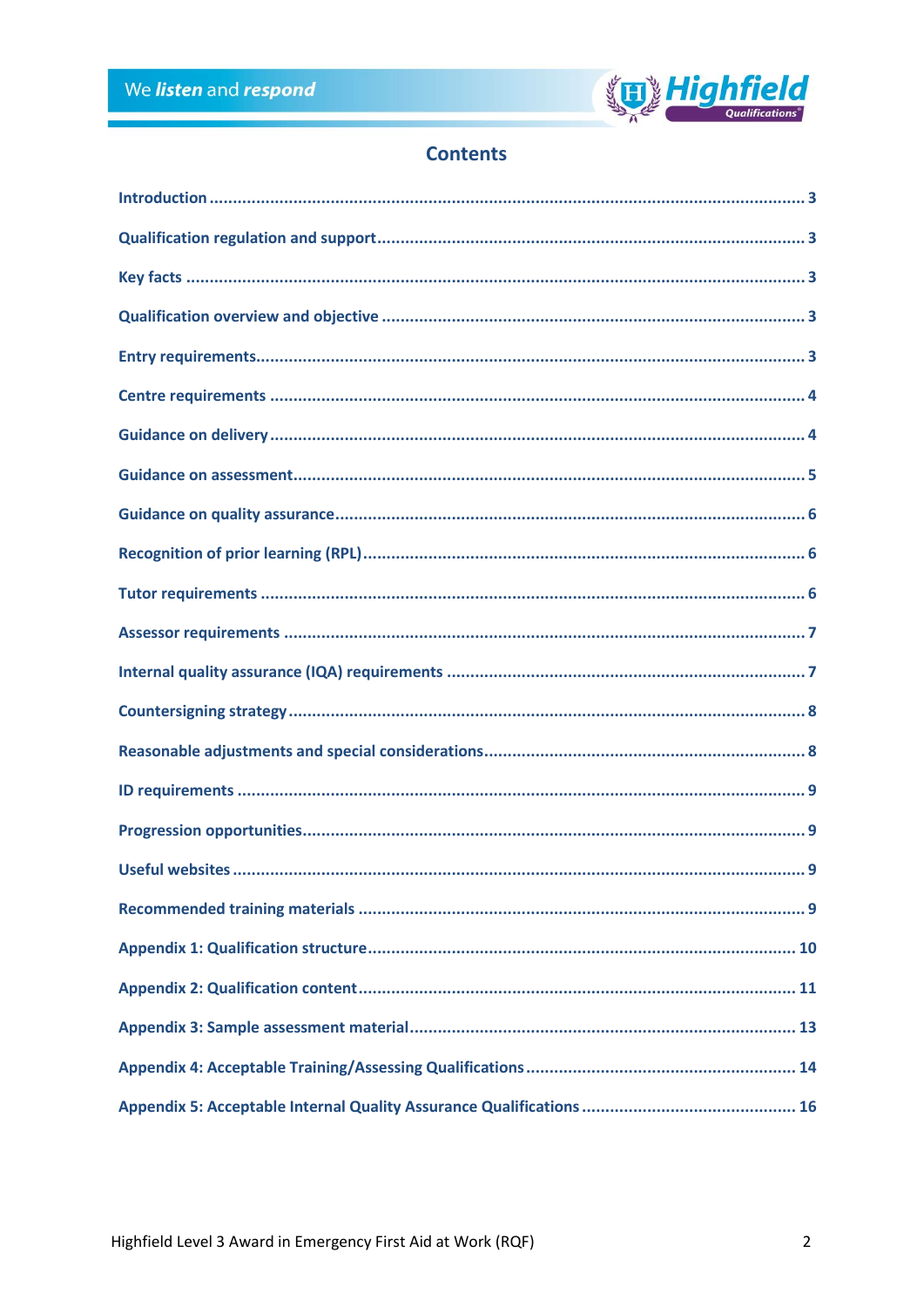## Contents

| | |
|---|---|
| Introduction | 3 |
| Qualification regulation and support | 3 |
| Key facts | 3 |
| Qualification overview and objective | 3 |
| Entry requirements | 3 |
| Centre requirements | 4 |
| Guidance on delivery | 4 |
| Guidance on assessment | 5 |
| Guidance on quality assurance | 6 |
| Recognition of prior learning (RPL) | 6 |
| Tutor requirements | 6 |
| Assessor requirements | 7 |
| Internal quality assurance (IQA) requirements | 7 |
| Countersigning strategy | 8 |
| Reasonable adjustments and special considerations | 8 |
| ID requirements | 9 |
| Progression opportunities | 9 |
| Useful websites | 9 |
| Recommended training materials | 9 |
| Appendix 1: Qualification structure | 10 |
| Appendix 2: Qualification content | 11 |
| Appendix 3: Sample assessment material | 13 |
| Appendix 4: Acceptable Training/Assessing Qualifications | 14 |
| Appendix 5: Acceptable Internal Quality Assurance Qualifications | 16 |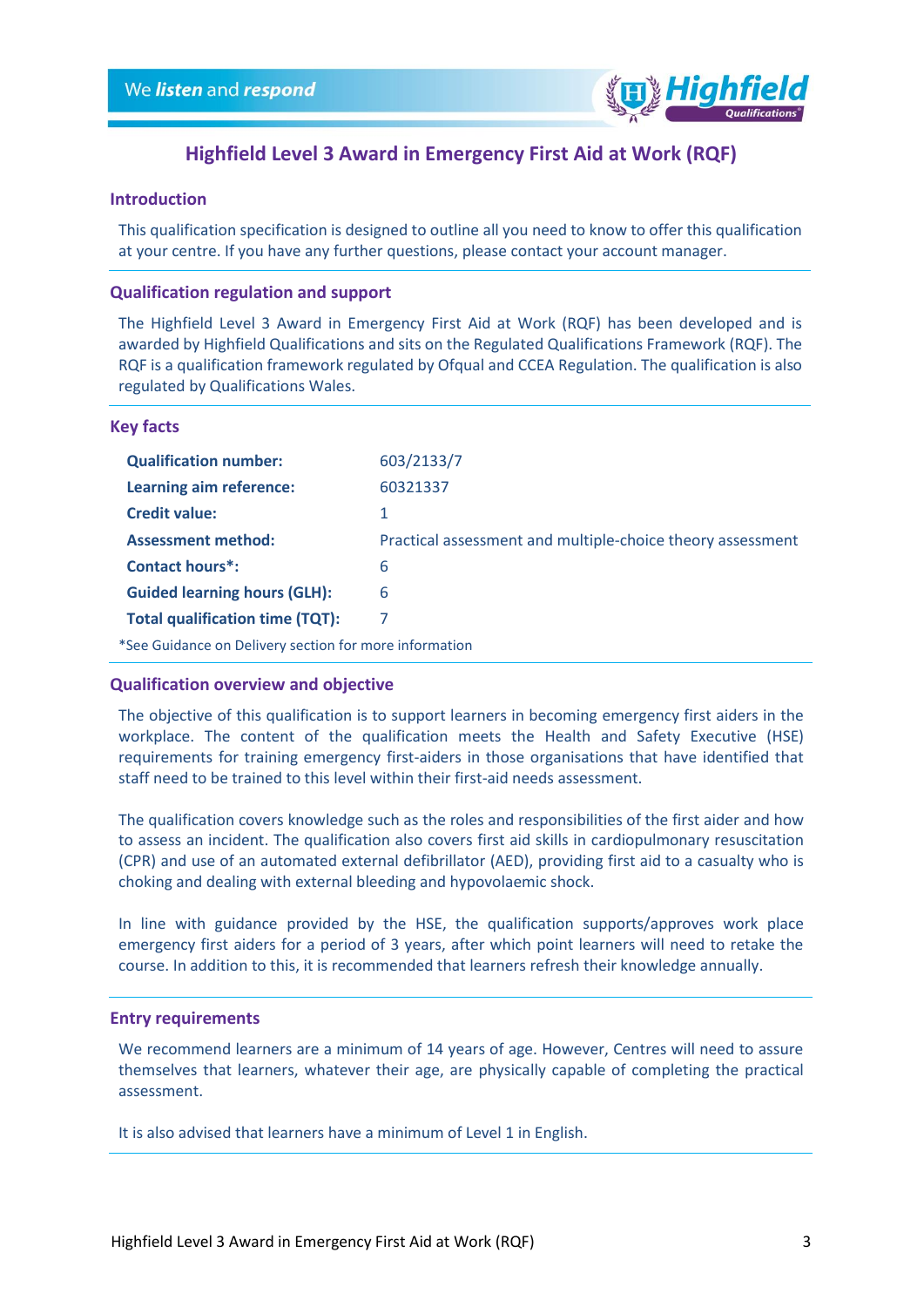# Highfield Level 3 Award in Emergency First Aid at Work (RQF)

## Introduction

This qualification specification is designed to outline all you need to know to offer this qualification at your centre. If you have any further questions, please contact your account manager.

## Qualification regulation and support

The Highfield Level 3 Award in Emergency First Aid at Work (RQF) has been developed and is awarded by Highfield Qualifications and sits on the Regulated Qualifications Framework (RQF). The RQF is a qualification framework regulated by Ofqual and CCEA Regulation. The qualification is also regulated by Qualifications Wales.

## Key facts

| | |
|---|---|
| **Qualification number:** | 603/2133/7 |
| **Learning aim reference:** | 60321337 |
| **Credit value:** | 1 |
| **Assessment method:** | Practical assessment and multiple-choice theory assessment |
| **Contact hours*:** | 6 |
| **Guided learning hours (GLH):** | 6 |
| **Total qualification time (TQT):** | 7 |

*See Guidance on Delivery section for more information

## Qualification overview and objective

The objective of this qualification is to support learners in becoming emergency first aiders in the workplace. The content of the qualification meets the Health and Safety Executive (HSE) requirements for training emergency first-aiders in those organisations that have identified that staff need to be trained to this level within their first-aid needs assessment.

The qualification covers knowledge such as the roles and responsibilities of the first aider and how to assess an incident. The qualification also covers first aid skills in cardiopulmonary resuscitation (CPR) and use of an automated external defibrillator (AED), providing first aid to a casualty who is choking and dealing with external bleeding and hypovolaemic shock.

In line with guidance provided by the HSE, the qualification supports/approves work place emergency first aiders for a period of 3 years, after which point learners will need to retake the course. In addition to this, it is recommended that learners refresh their knowledge annually.

## Entry requirements

We recommend learners are a minimum of 14 years of age. However, Centres will need to assure themselves that learners, whatever their age, are physically capable of completing the practical assessment.

It is also advised that learners have a minimum of Level 1 in English.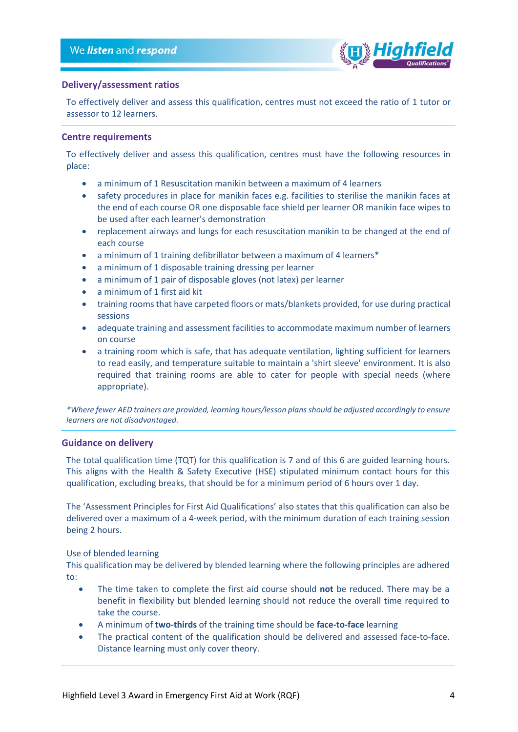## Delivery/assessment ratios

To effectively deliver and assess this qualification, centres must not exceed the ratio of 1 tutor or assessor to 12 learners.

## Centre requirements

To effectively deliver and assess this qualification, centres must have the following resources in place:

- a minimum of 1 Resuscitation manikin between a maximum of 4 learners
- safety procedures in place for manikin faces e.g. facilities to sterilise the manikin faces at the end of each course OR one disposable face shield per learner OR manikin face wipes to be used after each learner's demonstration
- replacement airways and lungs for each resuscitation manikin to be changed at the end of each course
- a minimum of 1 training defibrillator between a maximum of 4 learners*
- a minimum of 1 disposable training dressing per learner
- a minimum of 1 pair of disposable gloves (not latex) per learner
- a minimum of 1 first aid kit
- training rooms that have carpeted floors or mats/blankets provided, for use during practical sessions
- adequate training and assessment facilities to accommodate maximum number of learners on course
- a training room which is safe, that has adequate ventilation, lighting sufficient for learners to read easily, and temperature suitable to maintain a 'shirt sleeve' environment. It is also required that training rooms are able to cater for people with special needs (where appropriate).

*\*Where fewer AED trainers are provided, learning hours/lesson plans should be adjusted accordingly to ensure learners are not disadvantaged.*

## Guidance on delivery

The total qualification time (TQT) for this qualification is 7 and of this 6 are guided learning hours. This aligns with the Health & Safety Executive (HSE) stipulated minimum contact hours for this qualification, excluding breaks, that should be for a minimum period of 6 hours over 1 day.

The 'Assessment Principles for First Aid Qualifications' also states that this qualification can also be delivered over a maximum of a 4-week period, with the minimum duration of each training session being 2 hours.

<u>Use of blended learning</u>
This qualification may be delivered by blended learning where the following principles are adhered to:

- The time taken to complete the first aid course should **not** be reduced. There may be a benefit in flexibility but blended learning should not reduce the overall time required to take the course.
- A minimum of **two-thirds** of the training time should be **face-to-face** learning
- The practical content of the qualification should be delivered and assessed face-to-face. Distance learning must only cover theory.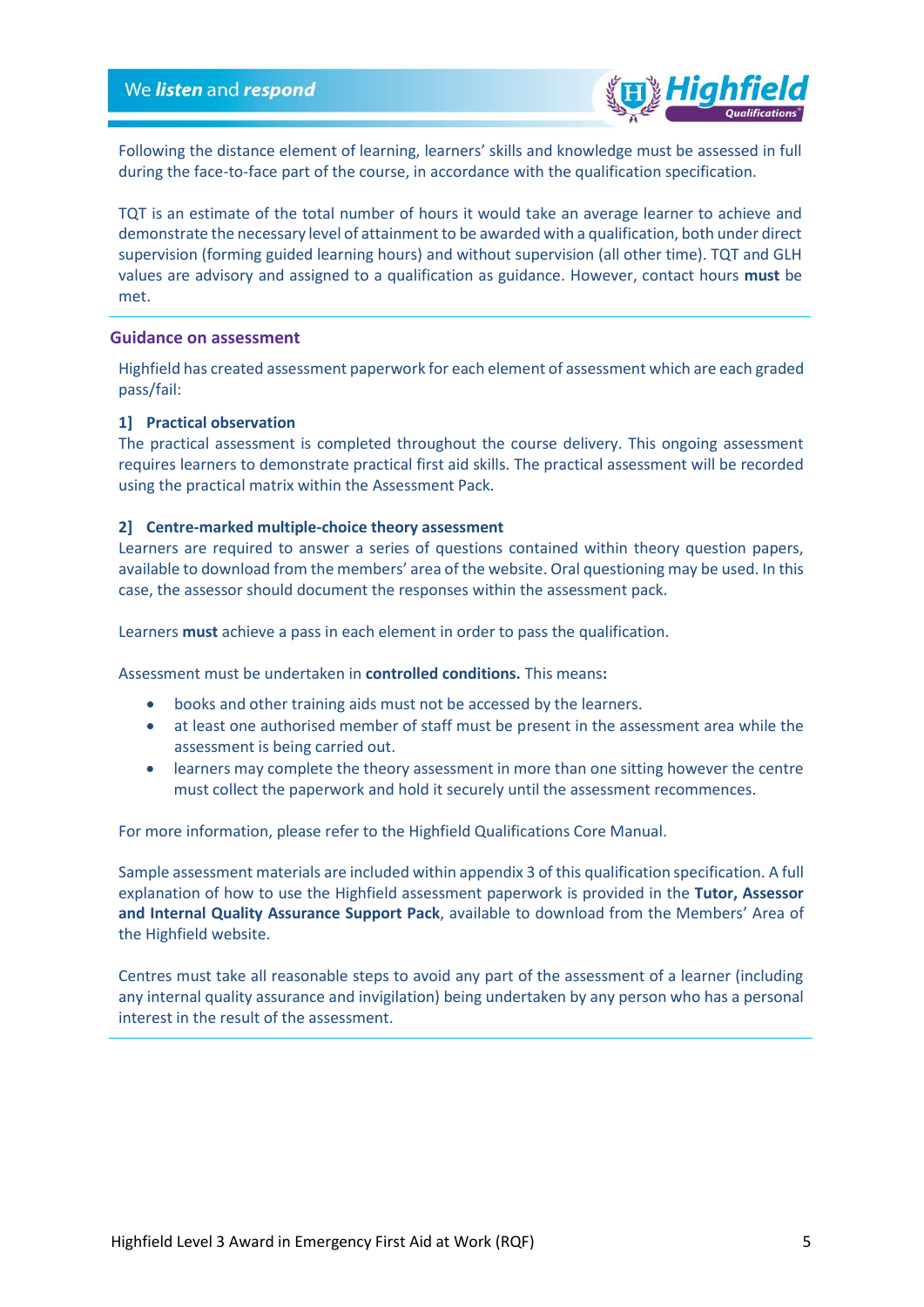Following the distance element of learning, learners' skills and knowledge must be assessed in full during the face-to-face part of the course, in accordance with the qualification specification.

TQT is an estimate of the total number of hours it would take an average learner to achieve and demonstrate the necessary level of attainment to be awarded with a qualification, both under direct supervision (forming guided learning hours) and without supervision (all other time). TQT and GLH values are advisory and assigned to a qualification as guidance. However, contact hours **must** be met.

## Guidance on assessment

Highfield has created assessment paperwork for each element of assessment which are each graded pass/fail:

### 1] Practical observation

The practical assessment is completed throughout the course delivery. This ongoing assessment requires learners to demonstrate practical first aid skills. The practical assessment will be recorded using the practical matrix within the Assessment Pack.

### 2] Centre-marked multiple-choice theory assessment

Learners are required to answer a series of questions contained within theory question papers, available to download from the members' area of the website. Oral questioning may be used. In this case, the assessor should document the responses within the assessment pack.

Learners **must** achieve a pass in each element in order to pass the qualification.

Assessment must be undertaken in **controlled conditions.** This means**:**

- books and other training aids must not be accessed by the learners.
- at least one authorised member of staff must be present in the assessment area while the assessment is being carried out.
- learners may complete the theory assessment in more than one sitting however the centre must collect the paperwork and hold it securely until the assessment recommences.

For more information, please refer to the Highfield Qualifications Core Manual.

Sample assessment materials are included within appendix 3 of this qualification specification. A full explanation of how to use the Highfield assessment paperwork is provided in the **Tutor, Assessor and Internal Quality Assurance Support Pack**, available to download from the Members' Area of the Highfield website.

Centres must take all reasonable steps to avoid any part of the assessment of a learner (including any internal quality assurance and invigilation) being undertaken by any person who has a personal interest in the result of the assessment.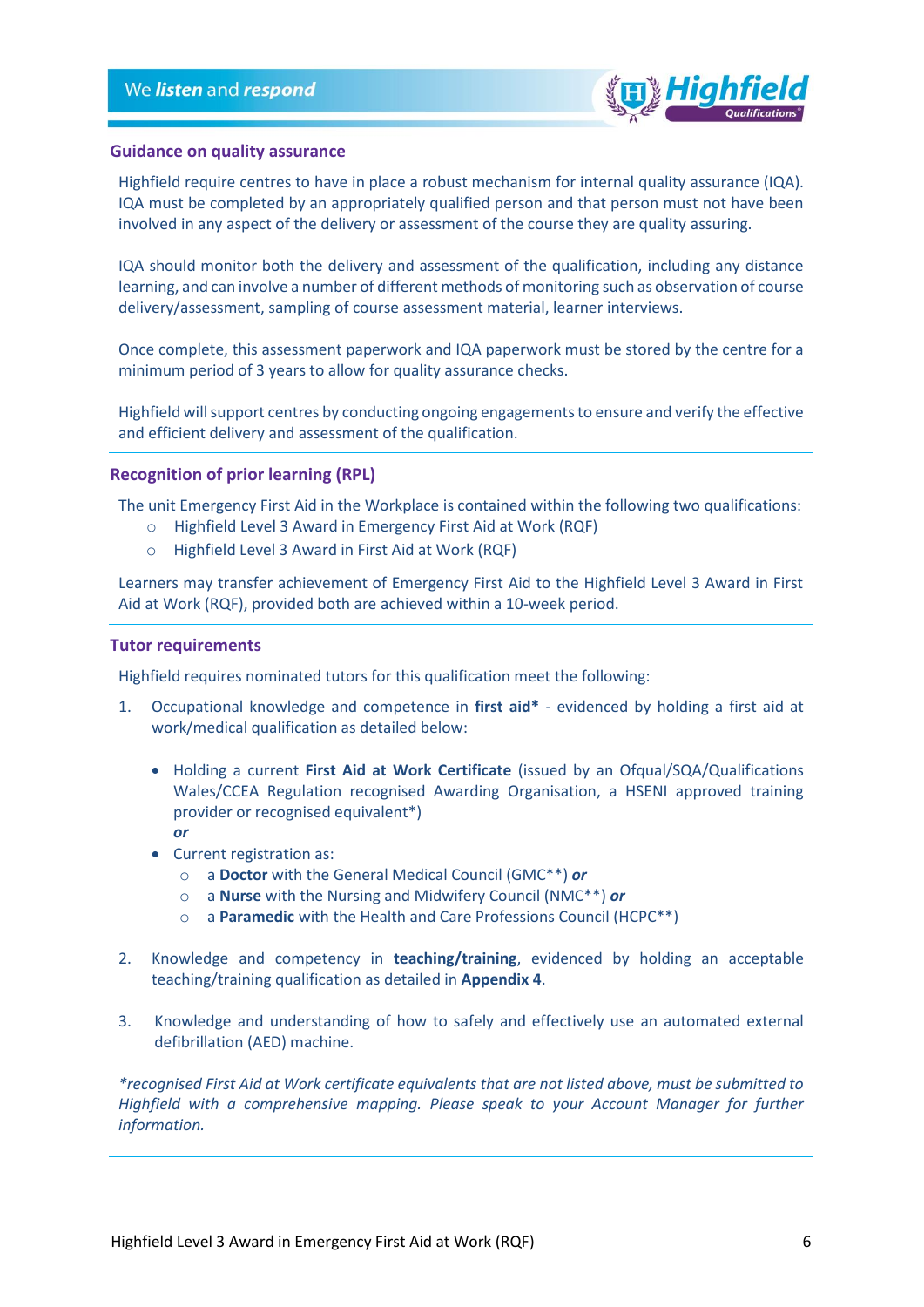## Guidance on quality assurance

Highfield require centres to have in place a robust mechanism for internal quality assurance (IQA). IQA must be completed by an appropriately qualified person and that person must not have been involved in any aspect of the delivery or assessment of the course they are quality assuring.

IQA should monitor both the delivery and assessment of the qualification, including any distance learning, and can involve a number of different methods of monitoring such as observation of course delivery/assessment, sampling of course assessment material, learner interviews.

Once complete, this assessment paperwork and IQA paperwork must be stored by the centre for a minimum period of 3 years to allow for quality assurance checks.

Highfield will support centres by conducting ongoing engagements to ensure and verify the effective and efficient delivery and assessment of the qualification.

## Recognition of prior learning (RPL)

The unit Emergency First Aid in the Workplace is contained within the following two qualifications:

- Highfield Level 3 Award in Emergency First Aid at Work (RQF)
- Highfield Level 3 Award in First Aid at Work (RQF)

Learners may transfer achievement of Emergency First Aid to the Highfield Level 3 Award in First Aid at Work (RQF), provided both are achieved within a 10-week period.

## Tutor requirements

Highfield requires nominated tutors for this qualification meet the following:

1. Occupational knowledge and competence in **first aid*** - evidenced by holding a first aid at work/medical qualification as detailed below:

   - Holding a current **First Aid at Work Certificate** (issued by an Ofqual/SQA/Qualifications Wales/CCEA Regulation recognised Awarding Organisation, a HSENI approved training provider or recognised equivalent*)
     ***or***
   - Current registration as:
     - a **Doctor** with the General Medical Council (GMC**) ***or***
     - a **Nurse** with the Nursing and Midwifery Council (NMC**) ***or***
     - a **Paramedic** with the Health and Care Professions Council (HCPC**)

2. Knowledge and competency in **teaching/training**, evidenced by holding an acceptable teaching/training qualification as detailed in **Appendix 4**.

3. Knowledge and understanding of how to safely and effectively use an automated external defibrillation (AED) machine.

*\*recognised First Aid at Work certificate equivalents that are not listed above, must be submitted to Highfield with a comprehensive mapping. Please speak to your Account Manager for further information.*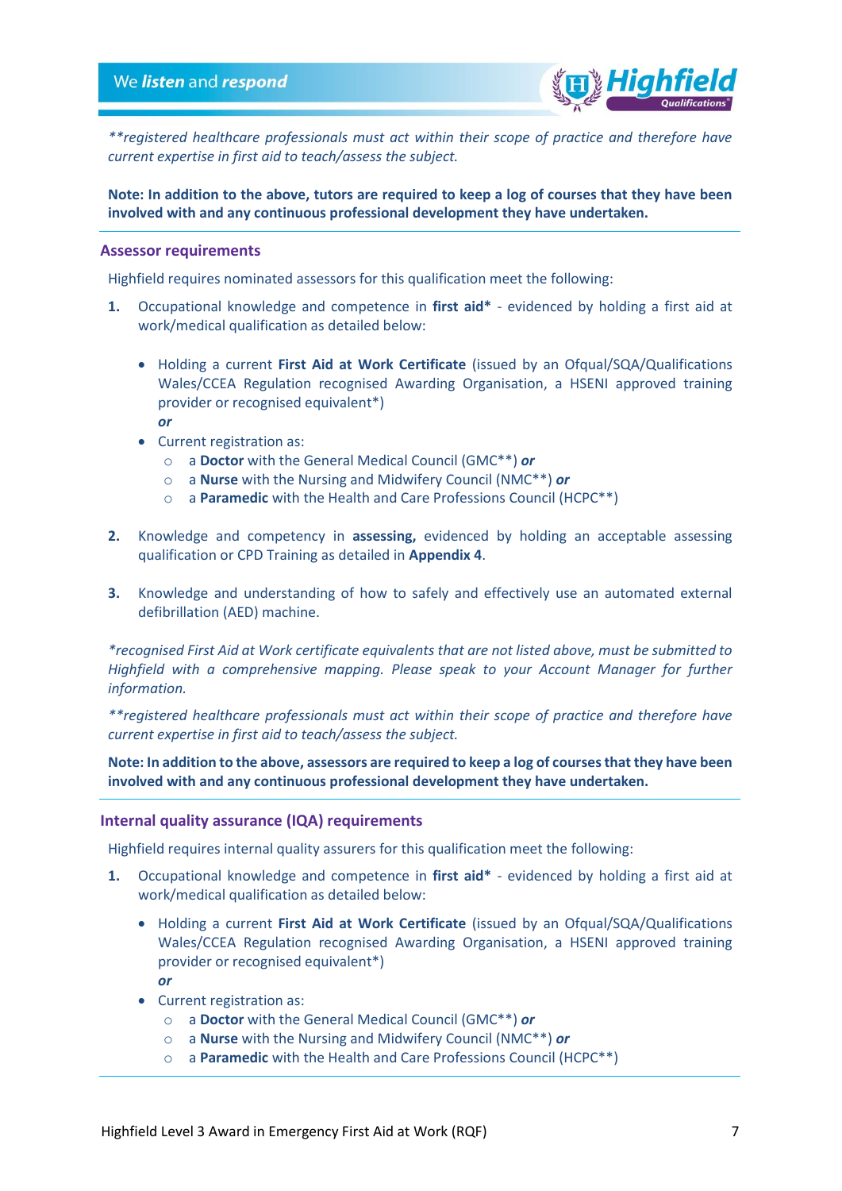*\*\*registered healthcare professionals must act within their scope of practice and therefore have current expertise in first aid to teach/assess the subject.*

**Note: In addition to the above, tutors are required to keep a log of courses that they have been involved with and any continuous professional development they have undertaken.**

### Assessor requirements

Highfield requires nominated assessors for this qualification meet the following:

1. Occupational knowledge and competence in **first aid\*** - evidenced by holding a first aid at work/medical qualification as detailed below:

    - Holding a current **First Aid at Work Certificate** (issued by an Ofqual/SQA/Qualifications Wales/CCEA Regulation recognised Awarding Organisation, a HSENI approved training provider or recognised equivalent*)
      ***or***
    - Current registration as:
        - a **Doctor** with the General Medical Council (GMC**) ***or***
        - a **Nurse** with the Nursing and Midwifery Council (NMC**) ***or***
        - a **Paramedic** with the Health and Care Professions Council (HCPC**)

2. Knowledge and competency in **assessing,** evidenced by holding an acceptable assessing qualification or CPD Training as detailed in **Appendix 4**.

3. Knowledge and understanding of how to safely and effectively use an automated external defibrillation (AED) machine.

*\*recognised First Aid at Work certificate equivalents that are not listed above, must be submitted to Highfield with a comprehensive mapping. Please speak to your Account Manager for further information.*

*\*\*registered healthcare professionals must act within their scope of practice and therefore have current expertise in first aid to teach/assess the subject.*

**Note: In addition to the above, assessors are required to keep a log of courses that they have been involved with and any continuous professional development they have undertaken.**

### Internal quality assurance (IQA) requirements

Highfield requires internal quality assurers for this qualification meet the following:

1. Occupational knowledge and competence in **first aid\*** - evidenced by holding a first aid at work/medical qualification as detailed below:

    - Holding a current **First Aid at Work Certificate** (issued by an Ofqual/SQA/Qualifications Wales/CCEA Regulation recognised Awarding Organisation, a HSENI approved training provider or recognised equivalent*)
      ***or***
    - Current registration as:
        - a **Doctor** with the General Medical Council (GMC**) ***or***
        - a **Nurse** with the Nursing and Midwifery Council (NMC**) ***or***
        - a **Paramedic** with the Health and Care Professions Council (HCPC**)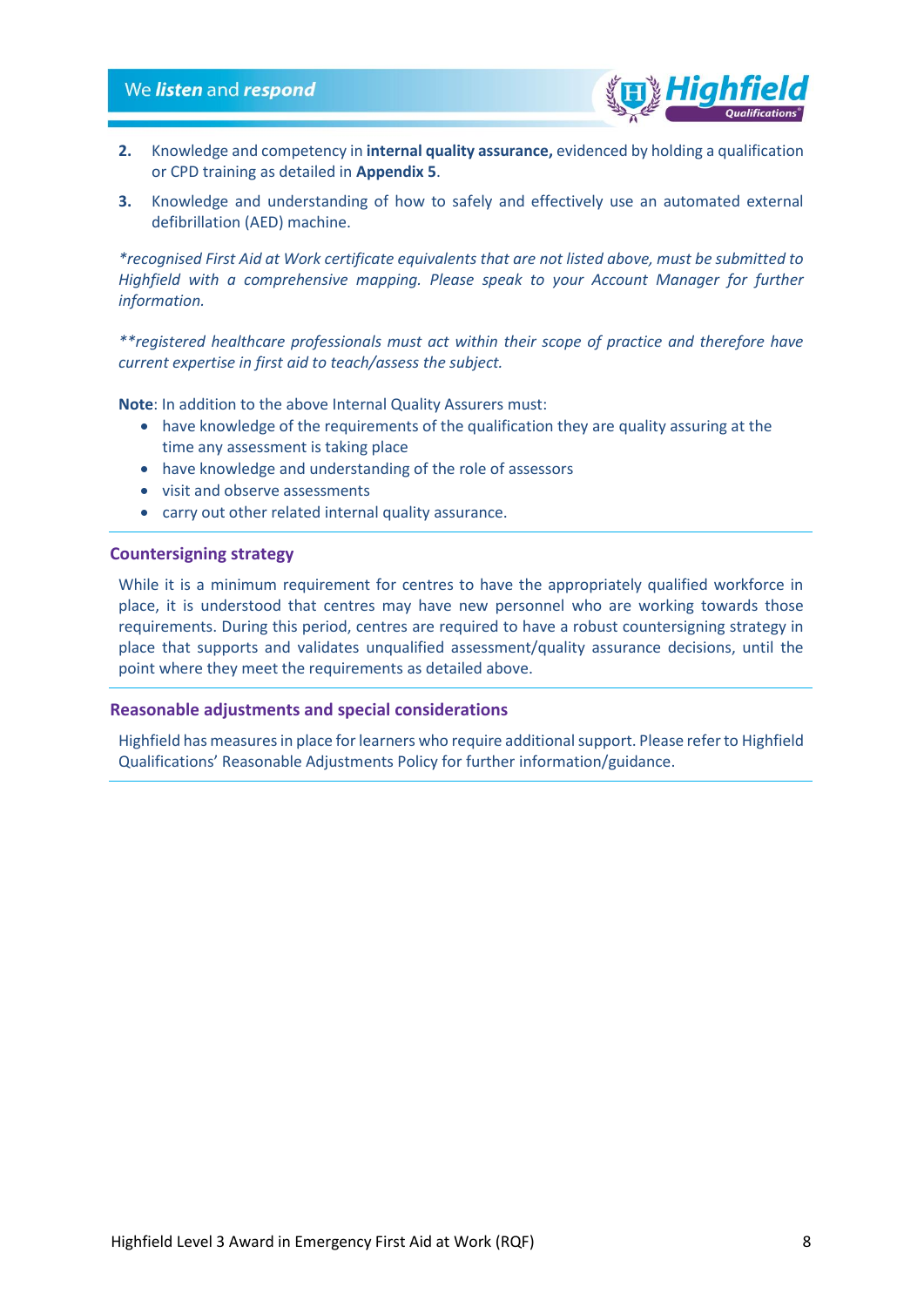2. Knowledge and competency in **internal quality assurance,** evidenced by holding a qualification or CPD training as detailed in **Appendix 5**.
3. Knowledge and understanding of how to safely and effectively use an automated external defibrillation (AED) machine.

*\*recognised First Aid at Work certificate equivalents that are not listed above, must be submitted to Highfield with a comprehensive mapping. Please speak to your Account Manager for further information.*

*\*\*registered healthcare professionals must act within their scope of practice and therefore have current expertise in first aid to teach/assess the subject.*

**Note**: In addition to the above Internal Quality Assurers must:

- have knowledge of the requirements of the qualification they are quality assuring at the time any assessment is taking place
- have knowledge and understanding of the role of assessors
- visit and observe assessments
- carry out other related internal quality assurance.

## Countersigning strategy

While it is a minimum requirement for centres to have the appropriately qualified workforce in place, it is understood that centres may have new personnel who are working towards those requirements. During this period, centres are required to have a robust countersigning strategy in place that supports and validates unqualified assessment/quality assurance decisions, until the point where they meet the requirements as detailed above.

## Reasonable adjustments and special considerations

Highfield has measures in place for learners who require additional support. Please refer to Highfield Qualifications' Reasonable Adjustments Policy for further information/guidance.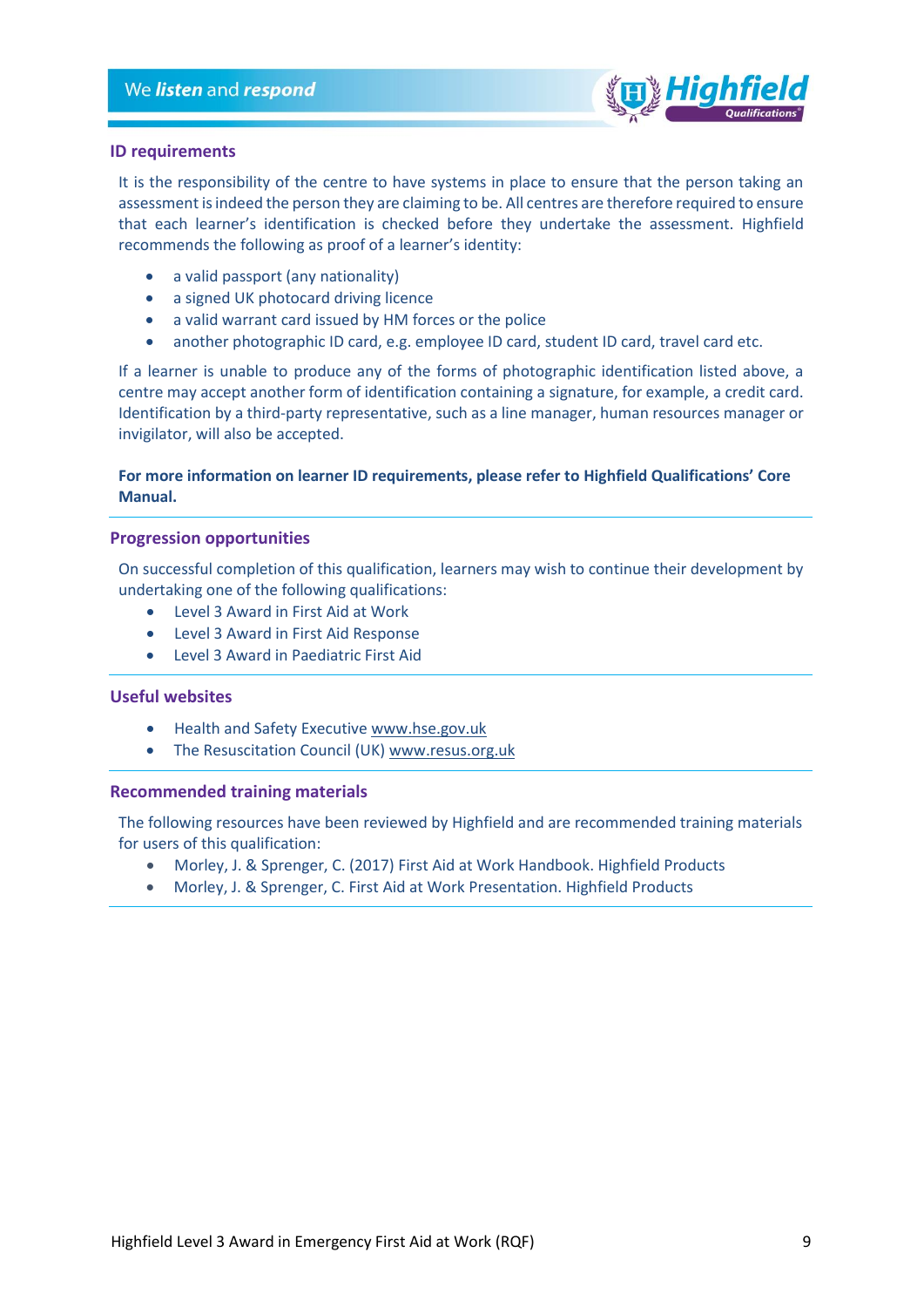## ID requirements

It is the responsibility of the centre to have systems in place to ensure that the person taking an assessment is indeed the person they are claiming to be. All centres are therefore required to ensure that each learner's identification is checked before they undertake the assessment. Highfield recommends the following as proof of a learner's identity:

- a valid passport (any nationality)
- a signed UK photocard driving licence
- a valid warrant card issued by HM forces or the police
- another photographic ID card, e.g. employee ID card, student ID card, travel card etc.

If a learner is unable to produce any of the forms of photographic identification listed above, a centre may accept another form of identification containing a signature, for example, a credit card. Identification by a third-party representative, such as a line manager, human resources manager or invigilator, will also be accepted.

**For more information on learner ID requirements, please refer to Highfield Qualifications' Core Manual.**

## Progression opportunities

On successful completion of this qualification, learners may wish to continue their development by undertaking one of the following qualifications:

- Level 3 Award in First Aid at Work
- Level 3 Award in First Aid Response
- Level 3 Award in Paediatric First Aid

## Useful websites

- Health and Safety Executive www.hse.gov.uk
- The Resuscitation Council (UK) www.resus.org.uk

## Recommended training materials

The following resources have been reviewed by Highfield and are recommended training materials for users of this qualification:

- Morley, J. & Sprenger, C. (2017) First Aid at Work Handbook. Highfield Products
- Morley, J. & Sprenger, C. First Aid at Work Presentation. Highfield Products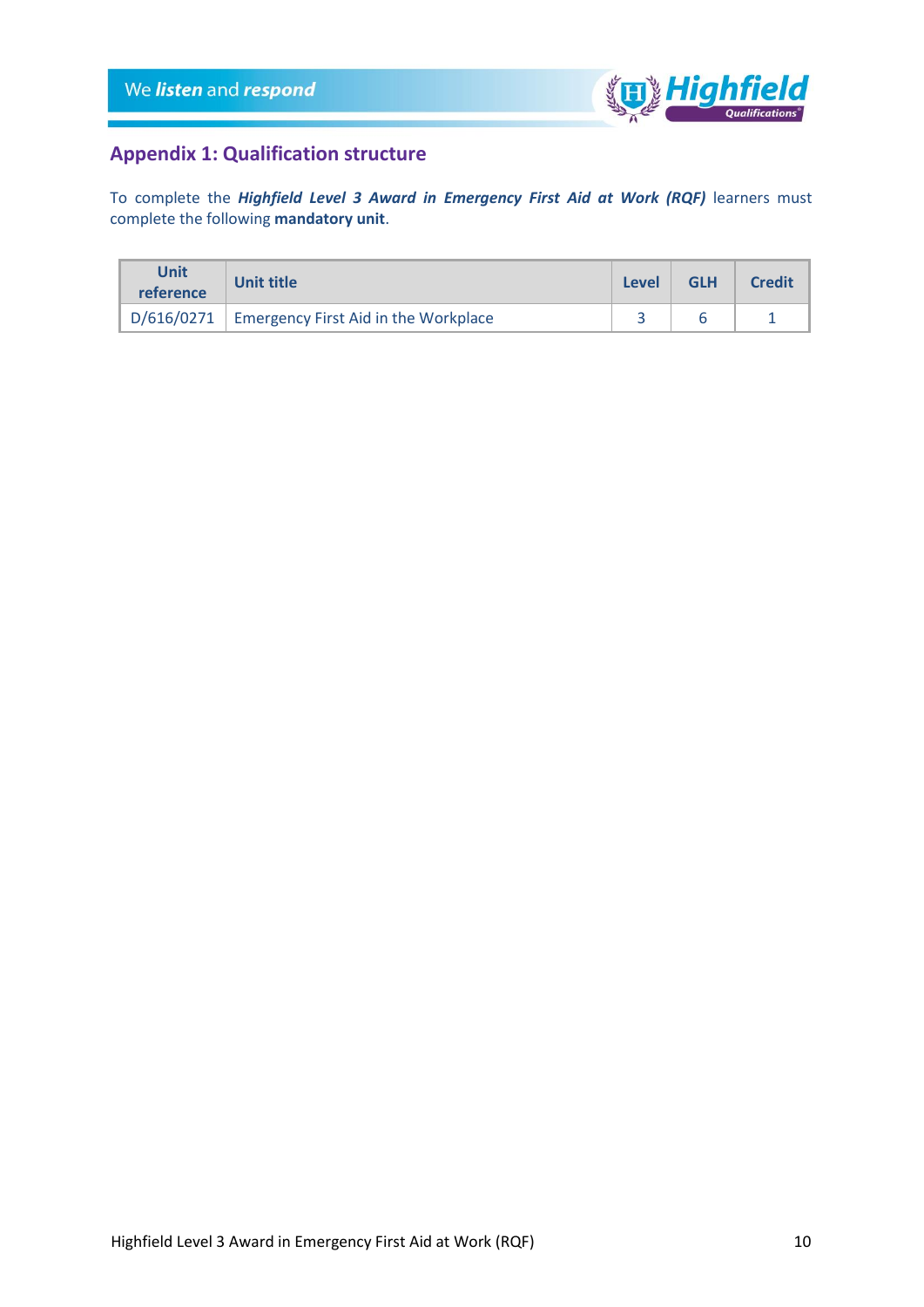## Appendix 1: Qualification structure

To complete the ***Highfield Level 3 Award in Emergency First Aid at Work (RQF)*** learners must complete the following **mandatory unit**.

| Unit reference | Unit title | Level | GLH | Credit |
|---|---|---|---|---|
| D/616/0271 | Emergency First Aid in the Workplace | 3 | 6 | 1 |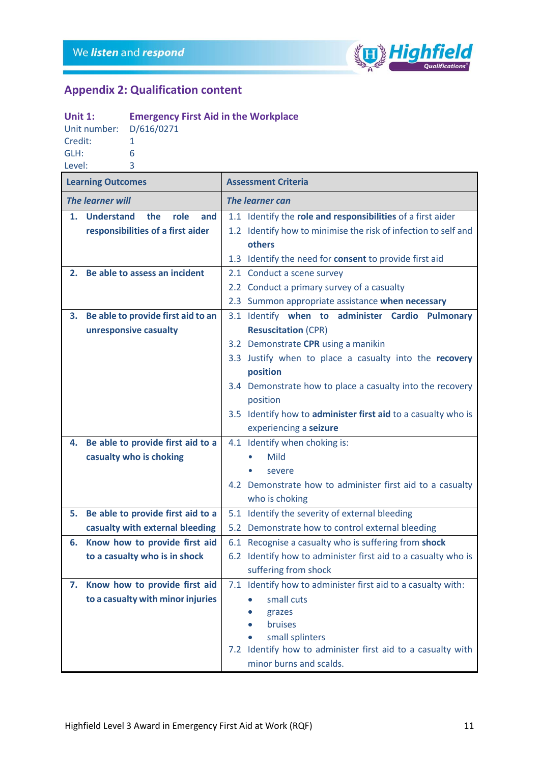## Appendix 2: Qualification content

**Unit 1: Emergency First Aid in the Workplace**
Unit number: D/616/0271
Credit: 1
GLH: 6
Level: 3

| Learning Outcomes | Assessment Criteria |
|---|---|
| ***The learner will*** | ***The learner can*** |
| **1. Understand the role and responsibilities of a first aider** | 1.1 Identify the **role and responsibilities** of a first aider<br>1.2 Identify how to minimise the risk of infection to self and **others**<br>1.3 Identify the need for **consent** to provide first aid |
| **2. Be able to assess an incident** | 2.1 Conduct a scene survey<br>2.2 Conduct a primary survey of a casualty<br>2.3 Summon appropriate assistance **when necessary** |
| **3. Be able to provide first aid to an unresponsive casualty** | 3.1 Identify **when to administer Cardio Pulmonary Resuscitation** (CPR)<br>3.2 Demonstrate **CPR** using a manikin<br>3.3 Justify when to place a casualty into the **recovery position**<br>3.4 Demonstrate how to place a casualty into the recovery position<br>3.5 Identify how to **administer first aid** to a casualty who is experiencing a **seizure** |
| **4. Be able to provide first aid to a casualty who is choking** | 4.1 Identify when choking is:<br>• Mild<br>• severe<br>4.2 Demonstrate how to administer first aid to a casualty who is choking |
| **5. Be able to provide first aid to a casualty with external bleeding** | 5.1 Identify the severity of external bleeding<br>5.2 Demonstrate how to control external bleeding |
| **6. Know how to provide first aid to a casualty who is in shock** | 6.1 Recognise a casualty who is suffering from **shock**<br>6.2 Identify how to administer first aid to a casualty who is suffering from shock |
| **7. Know how to provide first aid to a casualty with minor injuries** | 7.1 Identify how to administer first aid to a casualty with:<br>• small cuts<br>• grazes<br>• bruises<br>• small splinters<br>7.2 Identify how to administer first aid to a casualty with minor burns and scalds. |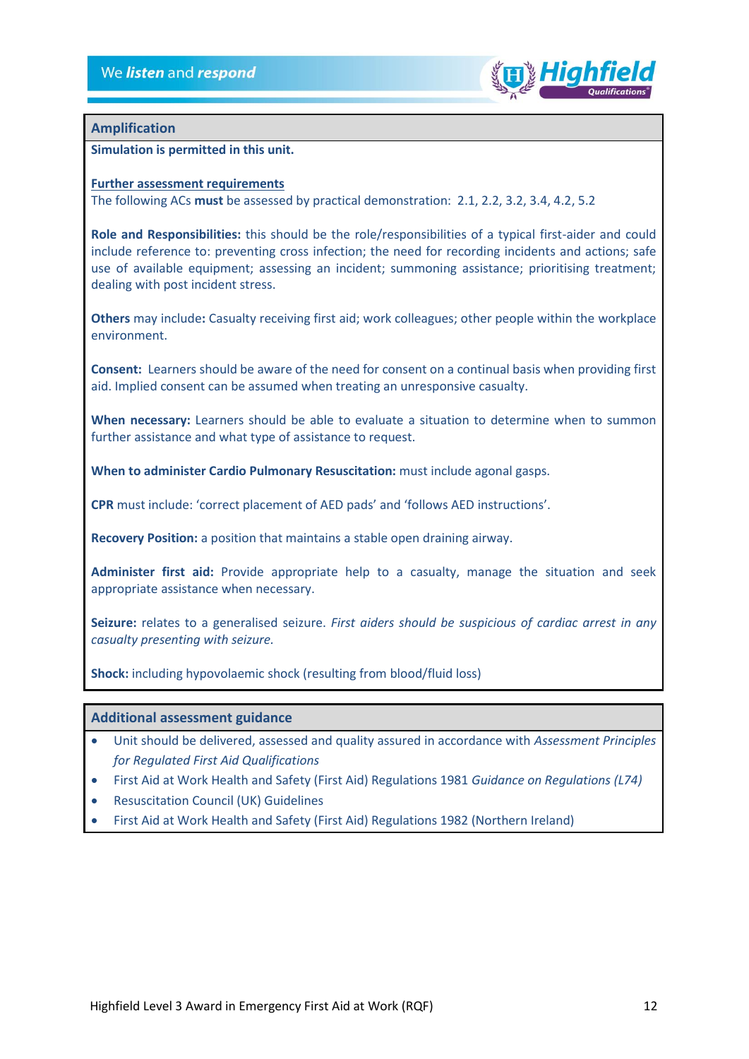## Amplification

**Simulation is permitted in this unit.**

**Further assessment requirements**
The following ACs **must** be assessed by practical demonstration: 2.1, 2.2, 3.2, 3.4, 4.2, 5.2

**Role and Responsibilities:** this should be the role/responsibilities of a typical first-aider and could include reference to: preventing cross infection; the need for recording incidents and actions; safe use of available equipment; assessing an incident; summoning assistance; prioritising treatment; dealing with post incident stress.

**Others** may include**:** Casualty receiving first aid; work colleagues; other people within the workplace environment.

**Consent:** Learners should be aware of the need for consent on a continual basis when providing first aid. Implied consent can be assumed when treating an unresponsive casualty.

**When necessary:** Learners should be able to evaluate a situation to determine when to summon further assistance and what type of assistance to request.

**When to administer Cardio Pulmonary Resuscitation:** must include agonal gasps.

**CPR** must include: 'correct placement of AED pads' and 'follows AED instructions'.

**Recovery Position:** a position that maintains a stable open draining airway.

**Administer first aid:** Provide appropriate help to a casualty, manage the situation and seek appropriate assistance when necessary.

**Seizure:** relates to a generalised seizure. *First aiders should be suspicious of cardiac arrest in any casualty presenting with seizure.*

**Shock:** including hypovolaemic shock (resulting from blood/fluid loss)

## Additional assessment guidance

- Unit should be delivered, assessed and quality assured in accordance with *Assessment Principles for Regulated First Aid Qualifications*
- First Aid at Work Health and Safety (First Aid) Regulations 1981 *Guidance on Regulations (L74)*
- Resuscitation Council (UK) Guidelines
- First Aid at Work Health and Safety (First Aid) Regulations 1982 (Northern Ireland)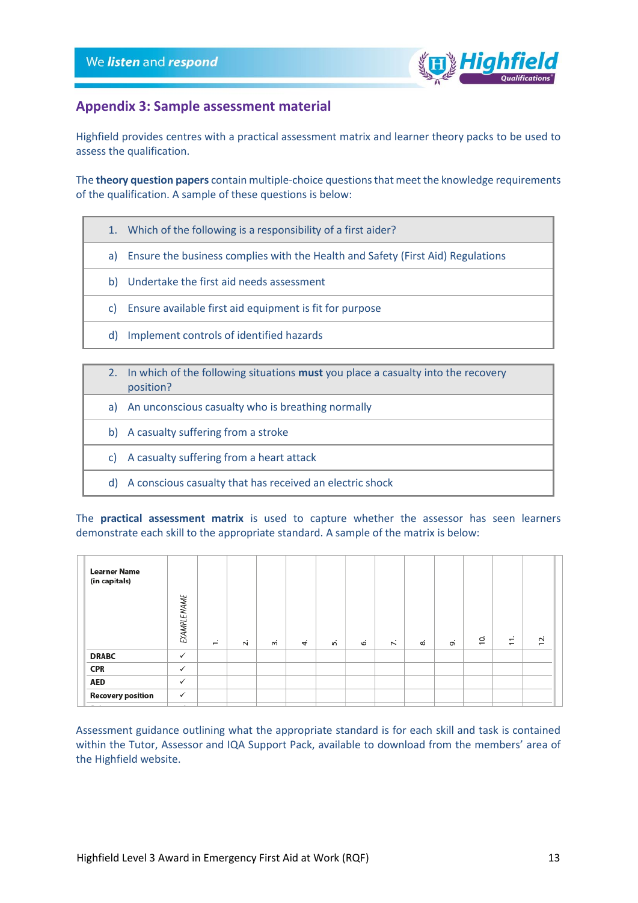## Appendix 3: Sample assessment material

Highfield provides centres with a practical assessment matrix and learner theory packs to be used to assess the qualification.

The **theory question papers** contain multiple-choice questions that meet the knowledge requirements of the qualification. A sample of these questions is below:

| 1. Which of the following is a responsibility of a first aider? |
|---|
| a) Ensure the business complies with the Health and Safety (First Aid) Regulations |
| b) Undertake the first aid needs assessment |
| c) Ensure available first aid equipment is fit for purpose |
| d) Implement controls of identified hazards |

| 2. In which of the following situations **must** you place a casualty into the recovery position? |
|---|
| a) An unconscious casualty who is breathing normally |
| b) A casualty suffering from a stroke |
| c) A casualty suffering from a heart attack |
| d) A conscious casualty that has received an electric shock |

The **practical assessment matrix** is used to capture whether the assessor has seen learners demonstrate each skill to the appropriate standard. A sample of the matrix is below:

| Learner Name (in capitals) | EXAMPLE NAME | 1. | 2. | 3. | 4. | 5. | 6. | 7. | 8. | 9. | 10. | 11. | 12. |
|---|---|---|---|---|---|---|---|---|---|---|---|---|---|
| DRABC | ✓ | | | | | | | | | | | | |
| CPR | ✓ | | | | | | | | | | | | |
| AED | ✓ | | | | | | | | | | | | |
| Recovery position | ✓ | | | | | | | | | | | | |

Assessment guidance outlining what the appropriate standard is for each skill and task is contained within the Tutor, Assessor and IQA Support Pack, available to download from the members' area of the Highfield website.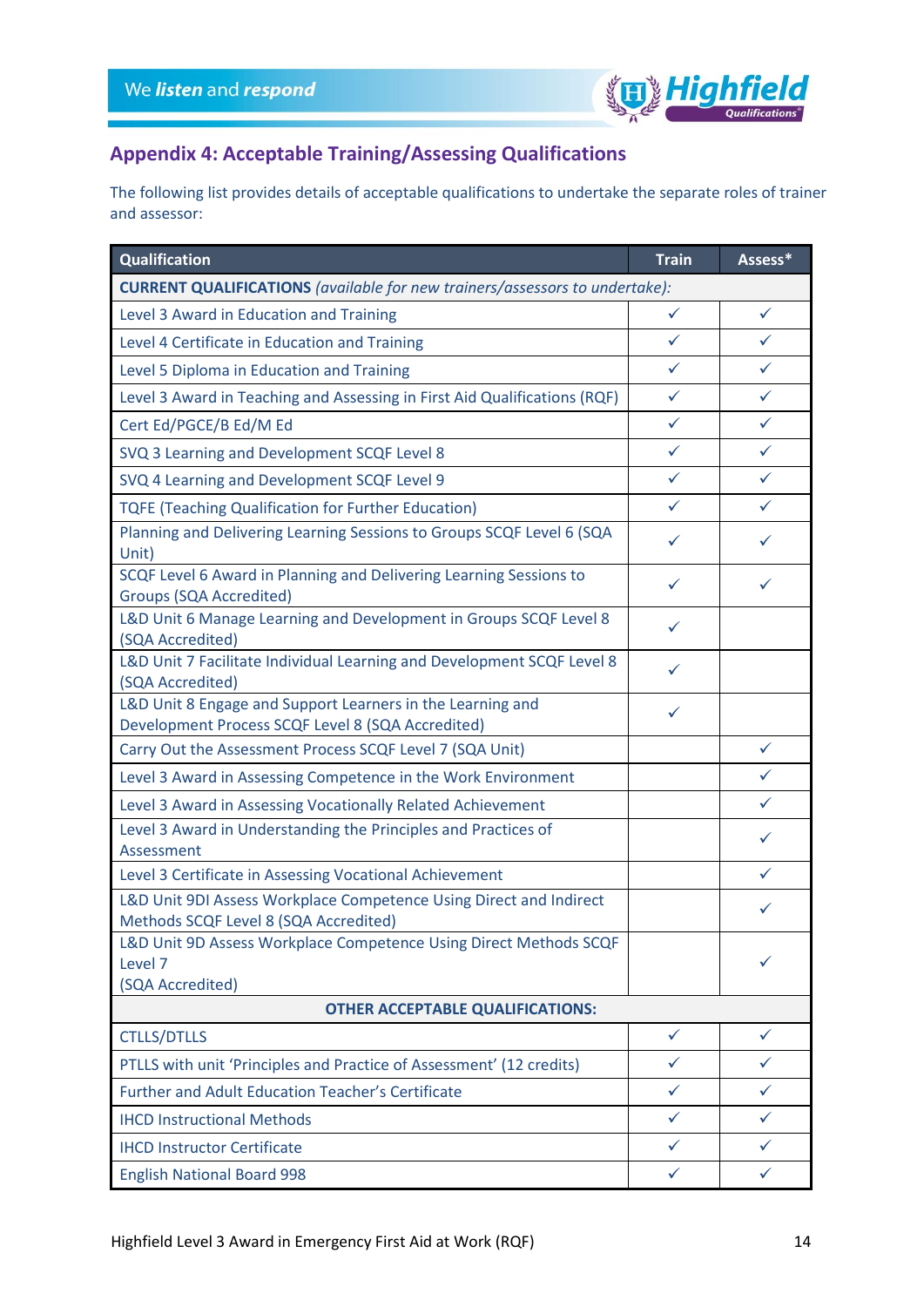## Appendix 4: Acceptable Training/Assessing Qualifications

The following list provides details of acceptable qualifications to undertake the separate roles of trainer and assessor:

| Qualification | Train | Assess* |
|---|---|---|
| **CURRENT QUALIFICATIONS** *(available for new trainers/assessors to undertake):* | | |
| Level 3 Award in Education and Training | ✓ | ✓ |
| Level 4 Certificate in Education and Training | ✓ | ✓ |
| Level 5 Diploma in Education and Training | ✓ | ✓ |
| Level 3 Award in Teaching and Assessing in First Aid Qualifications (RQF) | ✓ | ✓ |
| Cert Ed/PGCE/B Ed/M Ed | ✓ | ✓ |
| SVQ 3 Learning and Development SCQF Level 8 | ✓ | ✓ |
| SVQ 4 Learning and Development SCQF Level 9 | ✓ | ✓ |
| TQFE (Teaching Qualification for Further Education) | ✓ | ✓ |
| Planning and Delivering Learning Sessions to Groups SCQF Level 6 (SQA Unit) | ✓ | ✓ |
| SCQF Level 6 Award in Planning and Delivering Learning Sessions to Groups (SQA Accredited) | ✓ | ✓ |
| L&D Unit 6 Manage Learning and Development in Groups SCQF Level 8 (SQA Accredited) | ✓ | |
| L&D Unit 7 Facilitate Individual Learning and Development SCQF Level 8 (SQA Accredited) | ✓ | |
| L&D Unit 8 Engage and Support Learners in the Learning and Development Process SCQF Level 8 (SQA Accredited) | ✓ | |
| Carry Out the Assessment Process SCQF Level 7 (SQA Unit) | | ✓ |
| Level 3 Award in Assessing Competence in the Work Environment | | ✓ |
| Level 3 Award in Assessing Vocationally Related Achievement | | ✓ |
| Level 3 Award in Understanding the Principles and Practices of Assessment | | ✓ |
| Level 3 Certificate in Assessing Vocational Achievement | | ✓ |
| L&D Unit 9DI Assess Workplace Competence Using Direct and Indirect Methods SCQF Level 8 (SQA Accredited) | | ✓ |
| L&D Unit 9D Assess Workplace Competence Using Direct Methods SCQF Level 7 (SQA Accredited) | | ✓ |
| **OTHER ACCEPTABLE QUALIFICATIONS:** | | |
| CTLLS/DTLLS | ✓ | ✓ |
| PTLLS with unit 'Principles and Practice of Assessment' (12 credits) | ✓ | ✓ |
| Further and Adult Education Teacher's Certificate | ✓ | ✓ |
| IHCD Instructional Methods | ✓ | ✓ |
| IHCD Instructor Certificate | ✓ | ✓ |
| English National Board 998 | ✓ | ✓ |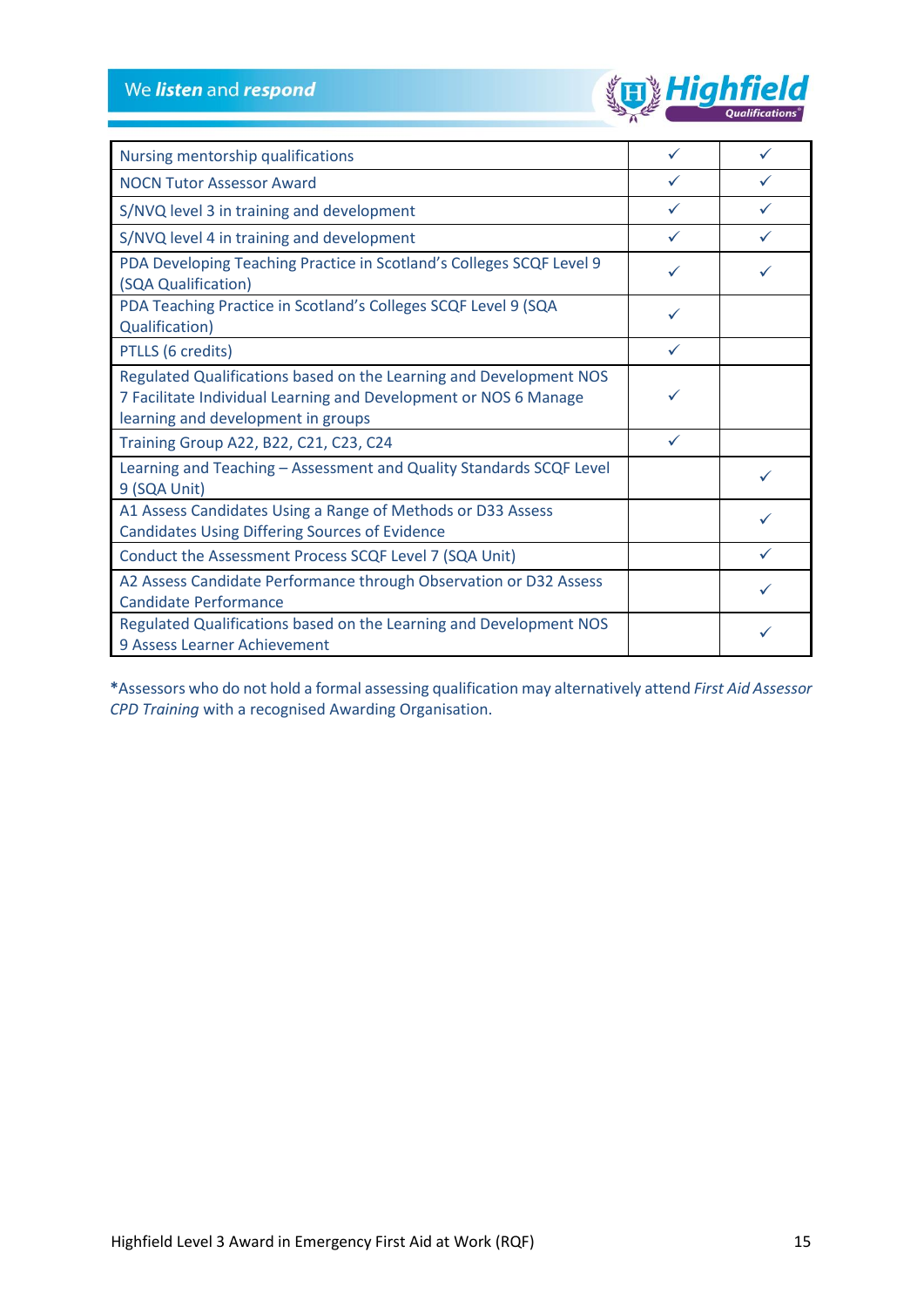| | | |
|---|---|---|
| Nursing mentorship qualifications | ✓ | ✓ |
| NOCN Tutor Assessor Award | ✓ | ✓ |
| S/NVQ level 3 in training and development | ✓ | ✓ |
| S/NVQ level 4 in training and development | ✓ | ✓ |
| PDA Developing Teaching Practice in Scotland's Colleges SCQF Level 9 (SQA Qualification) | ✓ | ✓ |
| PDA Teaching Practice in Scotland's Colleges SCQF Level 9 (SQA Qualification) | ✓ | |
| PTLLS (6 credits) | ✓ | |
| Regulated Qualifications based on the Learning and Development NOS 7 Facilitate Individual Learning and Development or NOS 6 Manage learning and development in groups | ✓ | |
| Training Group A22, B22, C21, C23, C24 | ✓ | |
| Learning and Teaching – Assessment and Quality Standards SCQF Level 9 (SQA Unit) | | ✓ |
| A1 Assess Candidates Using a Range of Methods or D33 Assess Candidates Using Differing Sources of Evidence | | ✓ |
| Conduct the Assessment Process SCQF Level 7 (SQA Unit) | | ✓ |
| A2 Assess Candidate Performance through Observation or D32 Assess Candidate Performance | | ✓ |
| Regulated Qualifications based on the Learning and Development NOS 9 Assess Learner Achievement | | ✓ |

**\***Assessors who do not hold a formal assessing qualification may alternatively attend *First Aid Assessor CPD Training* with a recognised Awarding Organisation.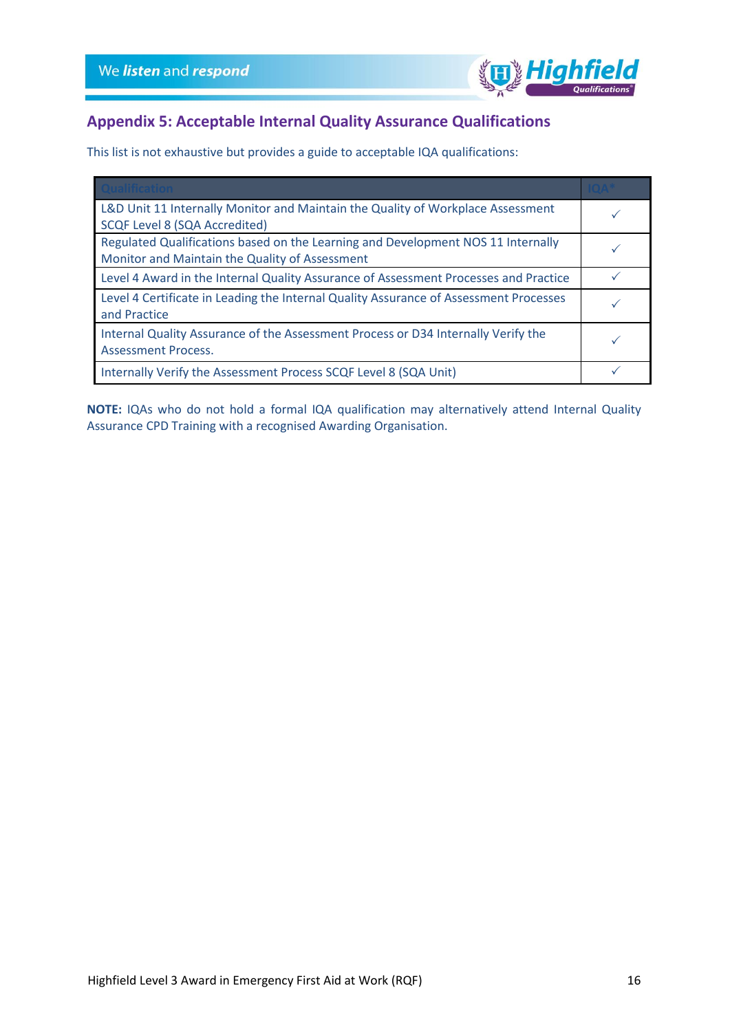## Appendix 5: Acceptable Internal Quality Assurance Qualifications

This list is not exhaustive but provides a guide to acceptable IQA qualifications:

| Qualification | IQA* |
|---|---|
| L&D Unit 11 Internally Monitor and Maintain the Quality of Workplace Assessment SCQF Level 8 (SQA Accredited) | ✓ |
| Regulated Qualifications based on the Learning and Development NOS 11 Internally Monitor and Maintain the Quality of Assessment | ✓ |
| Level 4 Award in the Internal Quality Assurance of Assessment Processes and Practice | ✓ |
| Level 4 Certificate in Leading the Internal Quality Assurance of Assessment Processes and Practice | ✓ |
| Internal Quality Assurance of the Assessment Process or D34 Internally Verify the Assessment Process. | ✓ |
| Internally Verify the Assessment Process SCQF Level 8 (SQA Unit) | ✓ |

**NOTE:** IQAs who do not hold a formal IQA qualification may alternatively attend Internal Quality Assurance CPD Training with a recognised Awarding Organisation.